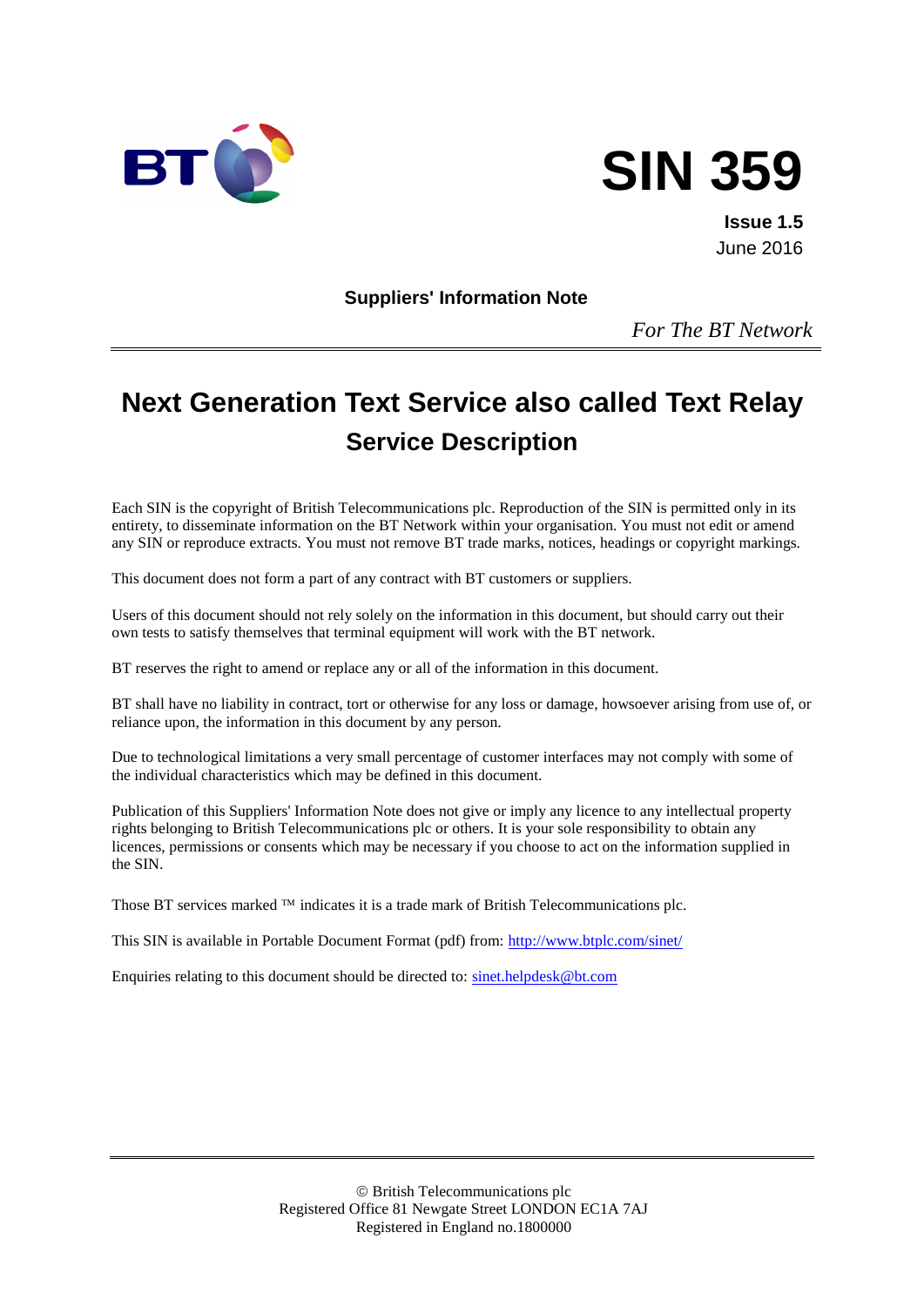# SIN 359

**Issue 1.5**
June 2016

**Suppliers' Information Note**

*For The BT Network*

# Next Generation Text Service also called Text Relay

## Service Description

Each SIN is the copyright of British Telecommunications plc. Reproduction of the SIN is permitted only in its entirety, to disseminate information on the BT Network within your organisation. You must not edit or amend any SIN or reproduce extracts. You must not remove BT trade marks, notices, headings or copyright markings.

This document does not form a part of any contract with BT customers or suppliers.

Users of this document should not rely solely on the information in this document, but should carry out their own tests to satisfy themselves that terminal equipment will work with the BT network.

BT reserves the right to amend or replace any or all of the information in this document.

BT shall have no liability in contract, tort or otherwise for any loss or damage, howsoever arising from use of, or reliance upon, the information in this document by any person.

Due to technological limitations a very small percentage of customer interfaces may not comply with some of the individual characteristics which may be defined in this document.

Publication of this Suppliers' Information Note does not give or imply any licence to any intellectual property rights belonging to British Telecommunications plc or others. It is your sole responsibility to obtain any licences, permissions or consents which may be necessary if you choose to act on the information supplied in the SIN.

Those BT services marked ™ indicates it is a trade mark of British Telecommunications plc.

This SIN is available in Portable Document Format (pdf) from: http://www.btplc.com/sinet/

Enquiries relating to this document should be directed to: sinet.helpdesk@bt.com

© British Telecommunications plc
Registered Office 81 Newgate Street LONDON EC1A 7AJ
Registered in England no.1800000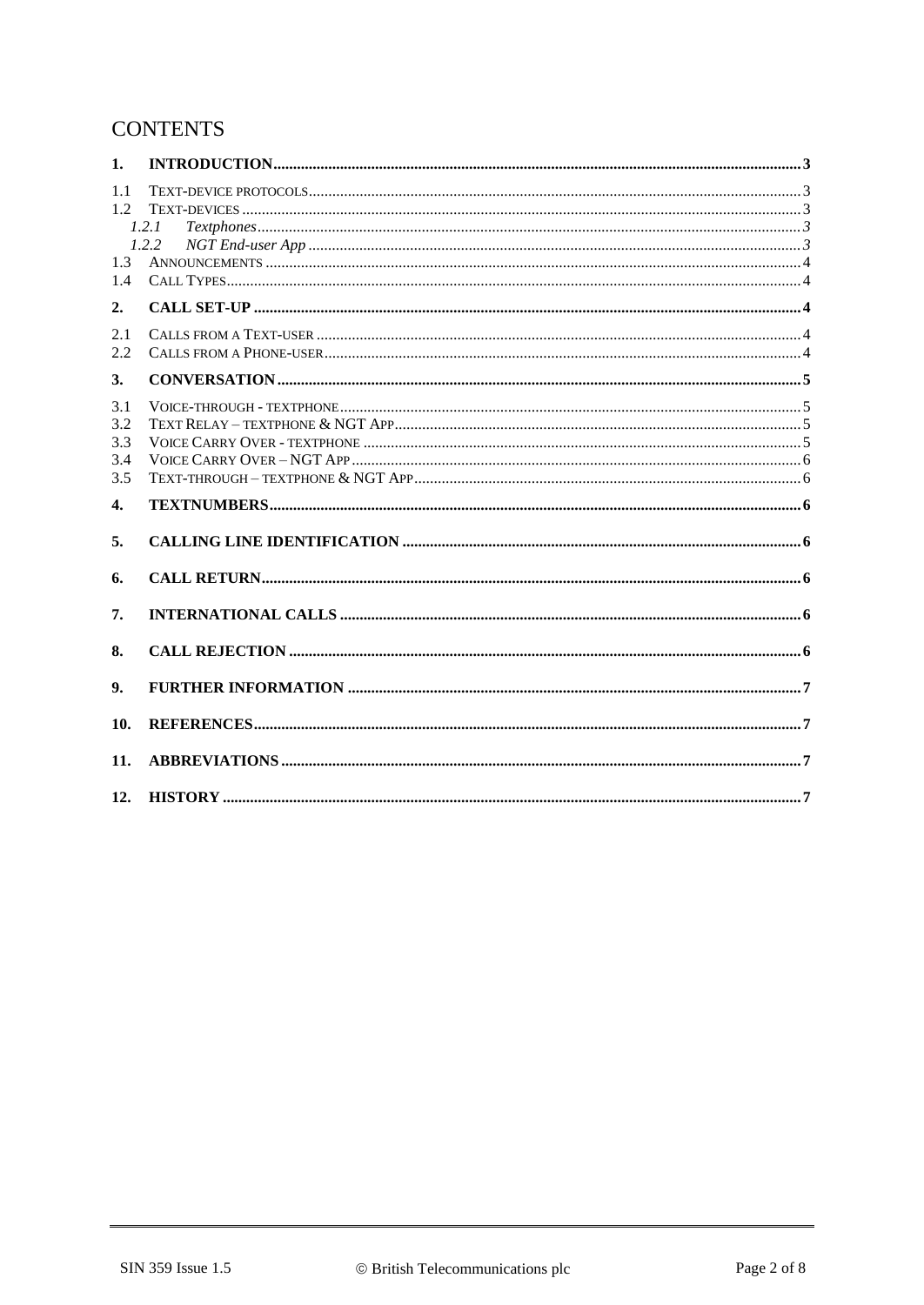# CONTENTS

**1. INTRODUCTION** ..... 3

1.1 Text-device protocols ..... 3
1.2 Text-devices ..... 3
  *1.2.1 Textphones* ..... 3
  *1.2.2 NGT End-user App* ..... 3
1.3 Announcements ..... 4
1.4 Call Types ..... 4

**2. CALL SET-UP** ..... 4

2.1 Calls from a Text-user ..... 4
2.2 Calls from a Phone-user ..... 4

**3. CONVERSATION** ..... 5

3.1 Voice-through - textphone ..... 5
3.2 Text Relay – textphone & NGT App ..... 5
3.3 Voice Carry Over - textphone ..... 5
3.4 Voice Carry Over – NGT App ..... 6
3.5 Text-through – textphone & NGT App ..... 6

**4. TEXTNUMBERS** ..... 6

**5. CALLING LINE IDENTIFICATION** ..... 6

**6. CALL RETURN** ..... 6

**7. INTERNATIONAL CALLS** ..... 6

**8. CALL REJECTION** ..... 6

**9. FURTHER INFORMATION** ..... 7

**10. REFERENCES** ..... 7

**11. ABBREVIATIONS** ..... 7

**12. HISTORY** ..... 7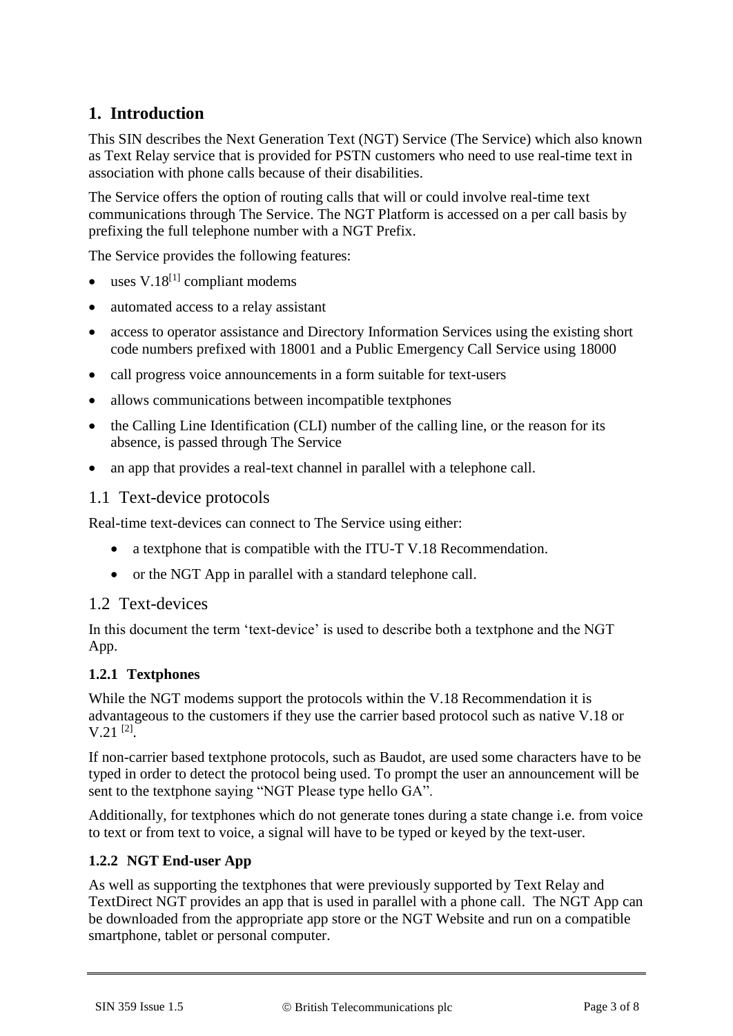# 1. Introduction

This SIN describes the Next Generation Text (NGT) Service (The Service) which also known as Text Relay service that is provided for PSTN customers who need to use real-time text in association with phone calls because of their disabilities.

The Service offers the option of routing calls that will or could involve real-time text communications through The Service. The NGT Platform is accessed on a per call basis by prefixing the full telephone number with a NGT Prefix.

The Service provides the following features:

- uses V.18[1] compliant modems
- automated access to a relay assistant
- access to operator assistance and Directory Information Services using the existing short code numbers prefixed with 18001 and a Public Emergency Call Service using 18000
- call progress voice announcements in a form suitable for text-users
- allows communications between incompatible textphones
- the Calling Line Identification (CLI) number of the calling line, or the reason for its absence, is passed through The Service
- an app that provides a real-text channel in parallel with a telephone call.

## 1.1 Text-device protocols

Real-time text-devices can connect to The Service using either:

- a textphone that is compatible with the ITU-T V.18 Recommendation.
- or the NGT App in parallel with a standard telephone call.

## 1.2 Text-devices

In this document the term 'text-device' is used to describe both a textphone and the NGT App.

### 1.2.1 Textphones

While the NGT modems support the protocols within the V.18 Recommendation it is advantageous to the customers if they use the carrier based protocol such as native V.18 or V.21 [2].

If non-carrier based textphone protocols, such as Baudot, are used some characters have to be typed in order to detect the protocol being used. To prompt the user an announcement will be sent to the textphone saying "NGT Please type hello GA".

Additionally, for textphones which do not generate tones during a state change i.e. from voice to text or from text to voice, a signal will have to be typed or keyed by the text-user.

### 1.2.2 NGT End-user App

As well as supporting the textphones that were previously supported by Text Relay and TextDirect NGT provides an app that is used in parallel with a phone call. The NGT App can be downloaded from the appropriate app store or the NGT Website and run on a compatible smartphone, tablet or personal computer.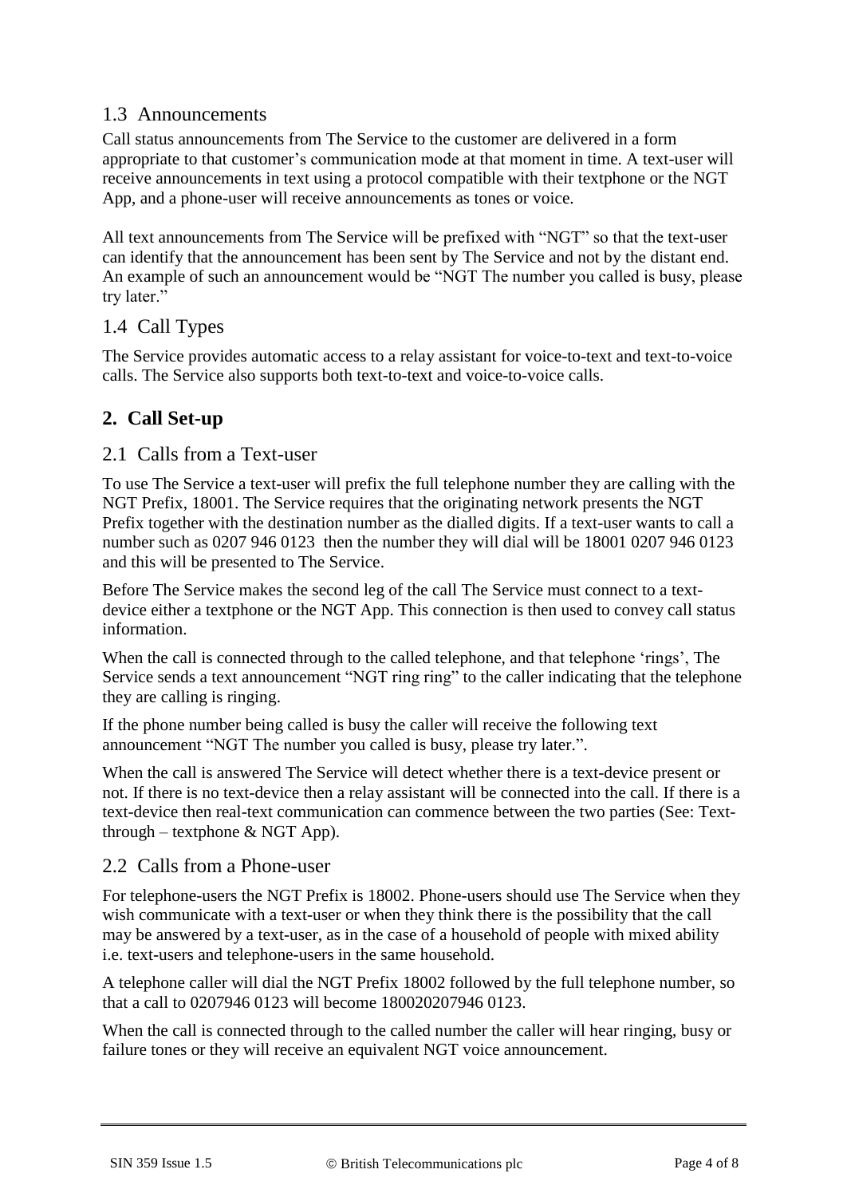## 1.3 Announcements

Call status announcements from The Service to the customer are delivered in a form appropriate to that customer's communication mode at that moment in time. A text-user will receive announcements in text using a protocol compatible with their textphone or the NGT App, and a phone-user will receive announcements as tones or voice.

All text announcements from The Service will be prefixed with "NGT" so that the text-user can identify that the announcement has been sent by The Service and not by the distant end. An example of such an announcement would be "NGT The number you called is busy, please try later."

## 1.4 Call Types

The Service provides automatic access to a relay assistant for voice-to-text and text-to-voice calls. The Service also supports both text-to-text and voice-to-voice calls.

# 2. Call Set-up

## 2.1 Calls from a Text-user

To use The Service a text-user will prefix the full telephone number they are calling with the NGT Prefix, 18001. The Service requires that the originating network presents the NGT Prefix together with the destination number as the dialled digits. If a text-user wants to call a number such as 0207 946 0123 then the number they will dial will be 18001 0207 946 0123 and this will be presented to The Service.

Before The Service makes the second leg of the call The Service must connect to a text-device either a textphone or the NGT App. This connection is then used to convey call status information.

When the call is connected through to the called telephone, and that telephone 'rings', The Service sends a text announcement "NGT ring ring" to the caller indicating that the telephone they are calling is ringing.

If the phone number being called is busy the caller will receive the following text announcement "NGT The number you called is busy, please try later.".

When the call is answered The Service will detect whether there is a text-device present or not. If there is no text-device then a relay assistant will be connected into the call. If there is a text-device then real-text communication can commence between the two parties (See: Text-through – textphone & NGT App).

## 2.2 Calls from a Phone-user

For telephone-users the NGT Prefix is 18002. Phone-users should use The Service when they wish communicate with a text-user or when they think there is the possibility that the call may be answered by a text-user, as in the case of a household of people with mixed ability i.e. text-users and telephone-users in the same household.

A telephone caller will dial the NGT Prefix 18002 followed by the full telephone number, so that a call to 0207946 0123 will become 180020207946 0123.

When the call is connected through to the called number the caller will hear ringing, busy or failure tones or they will receive an equivalent NGT voice announcement.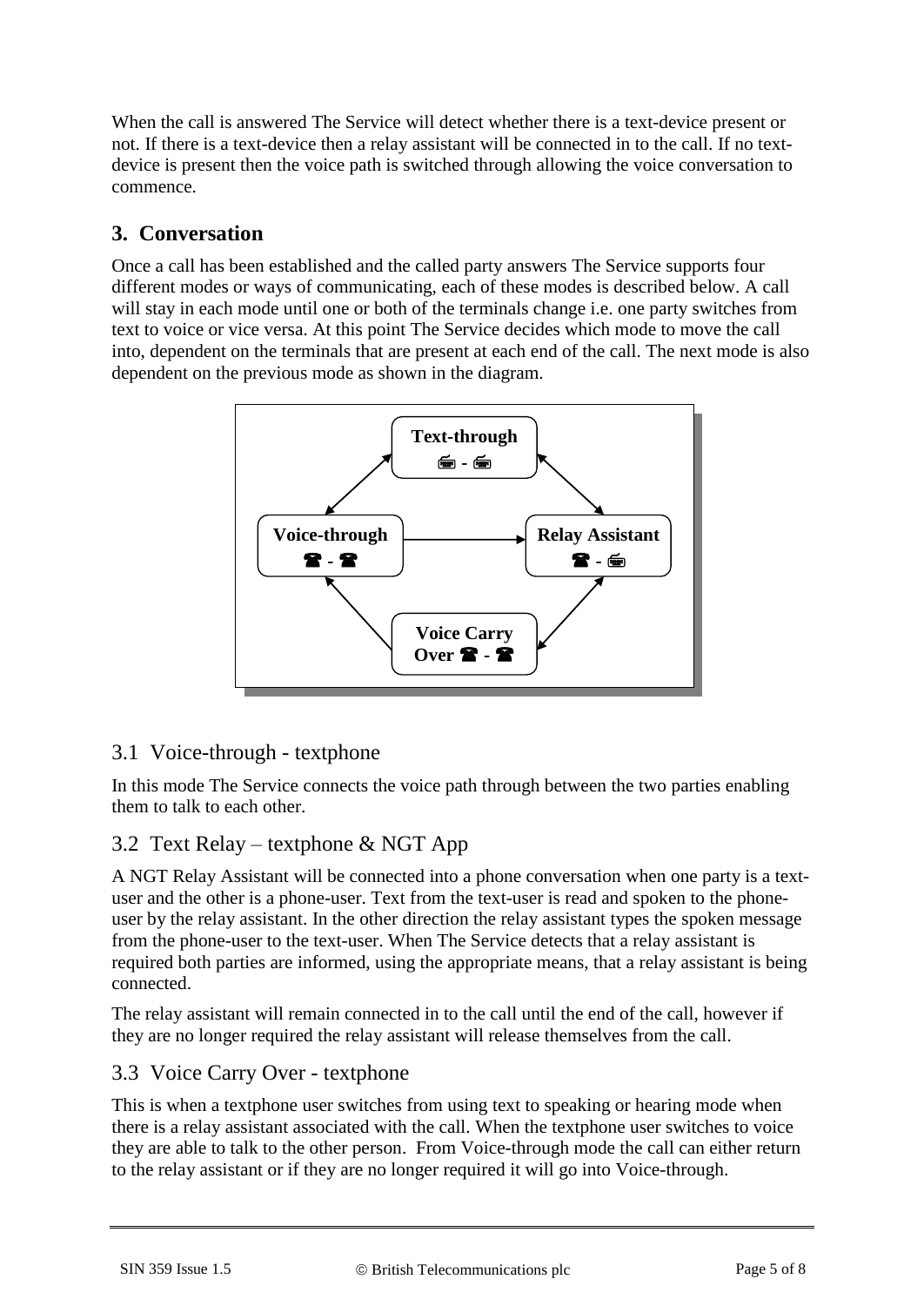When the call is answered The Service will detect whether there is a text-device present or not. If there is a text-device then a relay assistant will be connected in to the call. If no text-device is present then the voice path is switched through allowing the voice conversation to commence.

## 3. Conversation

Once a call has been established and the called party answers The Service supports four different modes or ways of communicating, each of these modes is described below. A call will stay in each mode until one or both of the terminals change i.e. one party switches from text to voice or vice versa. At this point The Service decides which mode to move the call into, dependent on the terminals that are present at each end of the call. The next mode is also dependent on the previous mode as shown in the diagram.

**Text-through**

**Voice-through**

**Relay Assistant**

**Voice Carry Over**

### 3.1 Voice-through - textphone

In this mode The Service connects the voice path through between the two parties enabling them to talk to each other.

### 3.2 Text Relay – textphone & NGT App

A NGT Relay Assistant will be connected into a phone conversation when one party is a text-user and the other is a phone-user. Text from the text-user is read and spoken to the phone-user by the relay assistant. In the other direction the relay assistant types the spoken message from the phone-user to the text-user. When The Service detects that a relay assistant is required both parties are informed, using the appropriate means, that a relay assistant is being connected.

The relay assistant will remain connected in to the call until the end of the call, however if they are no longer required the relay assistant will release themselves from the call.

### 3.3 Voice Carry Over - textphone

This is when a textphone user switches from using text to speaking or hearing mode when there is a relay assistant associated with the call. When the textphone user switches to voice they are able to talk to the other person. From Voice-through mode the call can either return to the relay assistant or if they are no longer required it will go into Voice-through.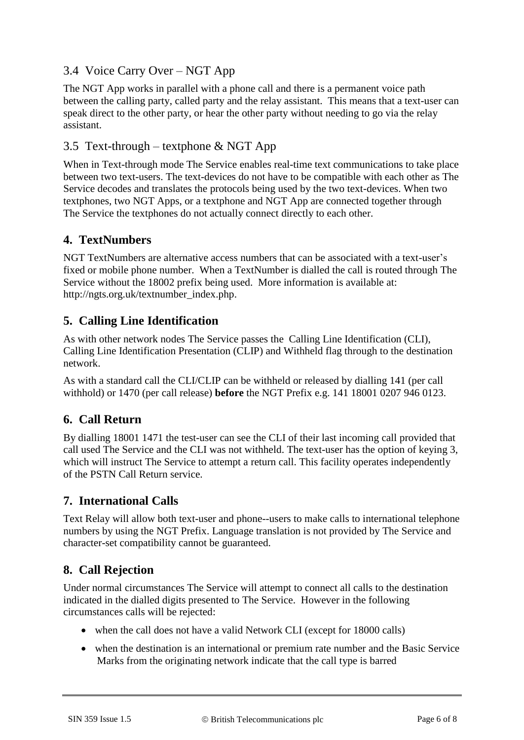### 3.4 Voice Carry Over – NGT App

The NGT App works in parallel with a phone call and there is a permanent voice path between the calling party, called party and the relay assistant. This means that a text-user can speak direct to the other party, or hear the other party without needing to go via the relay assistant.

### 3.5 Text-through – textphone & NGT App

When in Text-through mode The Service enables real-time text communications to take place between two text-users. The text-devices do not have to be compatible with each other as The Service decodes and translates the protocols being used by the two text-devices. When two textphones, two NGT Apps, or a textphone and NGT App are connected together through The Service the textphones do not actually connect directly to each other.

## 4. TextNumbers

NGT TextNumbers are alternative access numbers that can be associated with a text-user's fixed or mobile phone number. When a TextNumber is dialled the call is routed through The Service without the 18002 prefix being used. More information is available at: http://ngts.org.uk/textnumber_index.php.

## 5. Calling Line Identification

As with other network nodes The Service passes the Calling Line Identification (CLI), Calling Line Identification Presentation (CLIP) and Withheld flag through to the destination network.

As with a standard call the CLI/CLIP can be withheld or released by dialling 141 (per call withhold) or 1470 (per call release) **before** the NGT Prefix e.g. 141 18001 0207 946 0123.

## 6. Call Return

By dialling 18001 1471 the test-user can see the CLI of their last incoming call provided that call used The Service and the CLI was not withheld. The text-user has the option of keying 3, which will instruct The Service to attempt a return call. This facility operates independently of the PSTN Call Return service.

## 7. International Calls

Text Relay will allow both text-user and phone--users to make calls to international telephone numbers by using the NGT Prefix. Language translation is not provided by The Service and character-set compatibility cannot be guaranteed.

## 8. Call Rejection

Under normal circumstances The Service will attempt to connect all calls to the destination indicated in the dialled digits presented to The Service. However in the following circumstances calls will be rejected:

- when the call does not have a valid Network CLI (except for 18000 calls)
- when the destination is an international or premium rate number and the Basic Service Marks from the originating network indicate that the call type is barred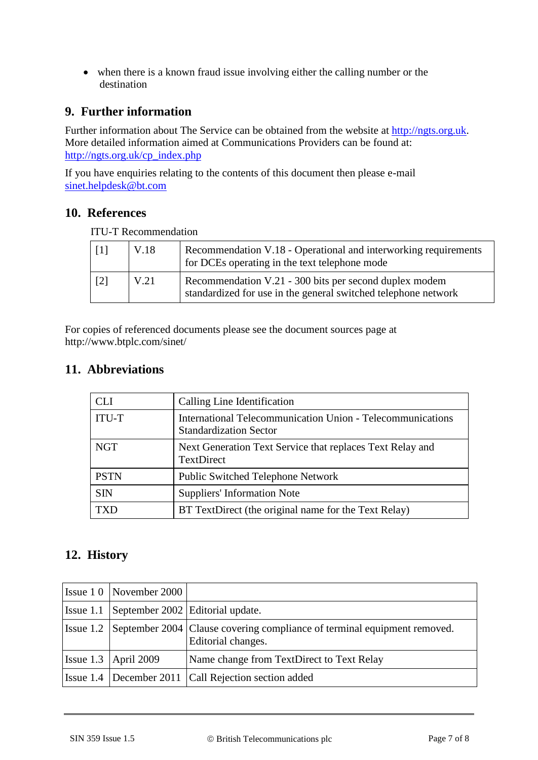- when there is a known fraud issue involving either the calling number or the destination

## 9. Further information

Further information about The Service can be obtained from the website at http://ngts.org.uk. More detailed information aimed at Communications Providers can be found at: http://ngts.org.uk/cp_index.php

If you have enquiries relating to the contents of this document then please e-mail sinet.helpdesk@bt.com

## 10. References

ITU-T Recommendation

| | | |
|---|---|---|
| [1] | V.18 | Recommendation V.18 - Operational and interworking requirements for DCEs operating in the text telephone mode |
| [2] | V.21 | Recommendation V.21 - 300 bits per second duplex modem standardized for use in the general switched telephone network |

For copies of referenced documents please see the document sources page at http://www.btplc.com/sinet/

## 11. Abbreviations

| | |
|---|---|
| CLI | Calling Line Identification |
| ITU-T | International Telecommunication Union - Telecommunications Standardization Sector |
| NGT | Next Generation Text Service that replaces Text Relay and TextDirect |
| PSTN | Public Switched Telephone Network |
| SIN | Suppliers' Information Note |
| TXD | BT TextDirect (the original name for the Text Relay) |

## 12. History

| | | |
|---|---|---|
| Issue 1 0 | November 2000 | |
| Issue 1.1 | September 2002 | Editorial update. |
| Issue 1.2 | September 2004 | Clause covering compliance of terminal equipment removed. Editorial changes. |
| Issue 1.3 | April 2009 | Name change from TextDirect to Text Relay |
| Issue 1.4 | December 2011 | Call Rejection section added |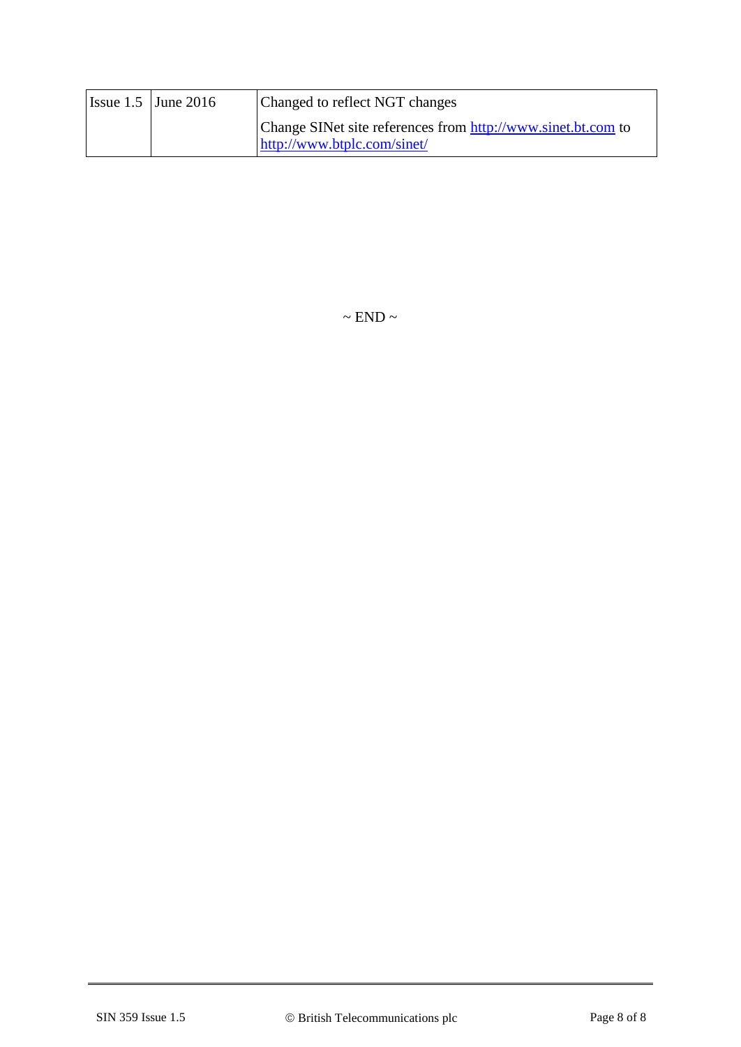| | | |
|---|---|---|
| Issue 1.5 | June 2016 | Changed to reflect NGT changes<br>Change SINet site references from http://www.sinet.bt.com to http://www.btplc.com/sinet/ |

~ END ~